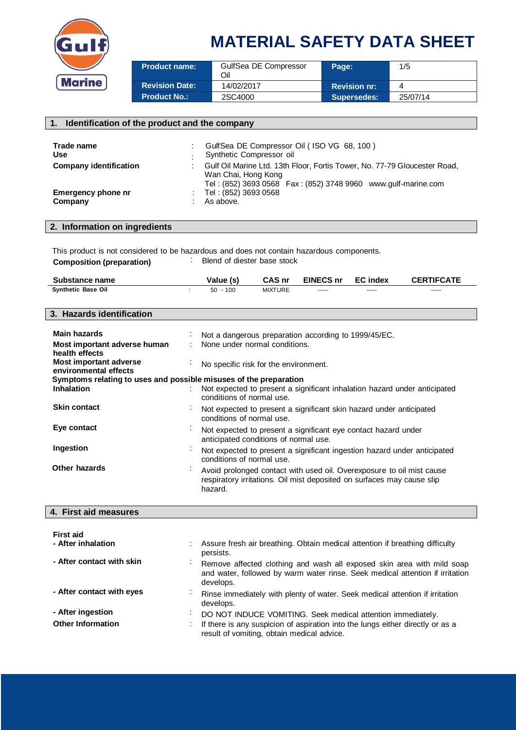# MATERIAL SAFETY DATA SHEET

| Product name: | GulfSea DE Compressor Oil | Page: | 1/5 |
|---|---|---|---|
| Revision Date: | 14/02/2017 | Revision nr: | 4 |
| Product No.: | 2SC4000 | Supersedes: | 25/07/14 |

## 1. Identification of the product and the company

**Trade name** : GulfSea DE Compressor Oil ( ISO VG 68, 100 )

**Use** : Synthetic Compressor oil

**Company identification** : Gulf Oil Marine Ltd. 13th Floor, Fortis Tower, No. 77-79 Gloucester Road, Wan Chai, Hong Kong
Tel : (852) 3693 0568 Fax : (852) 3748 9960 www.gulf-marine.com

**Emergency phone nr** : Tel : (852) 3693 0568

**Company** : As above.

## 2. Information on ingredients

This product is not considered to be hazardous and does not contain hazardous components.

**Composition (preparation)** : Blend of diester base stock

| Substance name | | Value (s) | CAS nr | EINECS nr | EC index | CERTIFCATE |
|---|---|---|---|---|---|---|
| Synthetic Base Oil | : | 50 - 100 | MIXTURE | ----- | ----- | ----- |

## 3. Hazards identification

**Main hazards** : Not a dangerous preparation according to 1999/45/EC.

**Most important adverse human health effects** : None under normal conditions.

**Most important adverse environmental effects** : No specific risk for the environment.

**Symptoms relating to uses and possible misuses of the preparation**

**Inhalation** : Not expected to present a significant inhalation hazard under anticipated conditions of normal use.

**Skin contact** : Not expected to present a significant skin hazard under anticipated conditions of normal use.

**Eye contact** : Not expected to present a significant eye contact hazard under anticipated conditions of normal use.

**Ingestion** : Not expected to present a significant ingestion hazard under anticipated conditions of normal use.

**Other hazards** : Avoid prolonged contact with used oil. Overexposure to oil mist cause respiratory irritations. Oil mist deposited on surfaces may cause slip hazard.

## 4. First aid measures

**First aid**

**- After inhalation** : Assure fresh air breathing. Obtain medical attention if breathing difficulty persists.

**- After contact with skin** : Remove affected clothing and wash all exposed skin area with mild soap and water, followed by warm water rinse. Seek medical attention if irritation develops.

**- After contact with eyes** : Rinse immediately with plenty of water. Seek medical attention if irritation develops.

**- After ingestion** : DO NOT INDUCE VOMITING. Seek medical attention immediately.

**Other Information** : If there is any suspicion of aspiration into the lungs either directly or as a result of vomiting, obtain medical advice.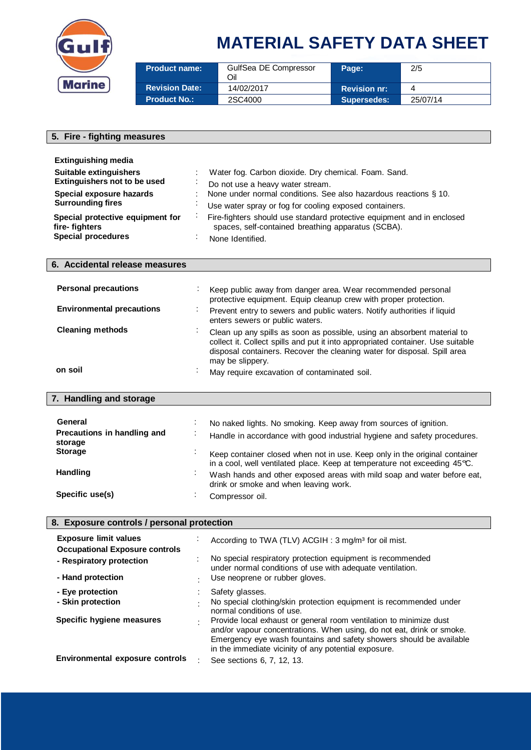## 5. Fire - fighting measures

**Extinguishing media**

| | | |
|---|---|---|
| **Suitable extinguishers** | : | Water fog. Carbon dioxide. Dry chemical. Foam. Sand. |
| **Extinguishers not to be used** | : | Do not use a heavy water stream. |
| **Special exposure hazards** | : | None under normal conditions. See also hazardous reactions § 10. |
| **Surrounding fires** | : | Use water spray or fog for cooling exposed containers. |
| **Special protective equipment for fire- fighters** | : | Fire-fighters should use standard protective equipment and in enclosed spaces, self-contained breathing apparatus (SCBA). |
| **Special procedures** | : | None Identified. |

## 6. Accidental release measures

| | | |
|---|---|---|
| **Personal precautions** | : | Keep public away from danger area. Wear recommended personal protective equipment. Equip cleanup crew with proper protection. |
| **Environmental precautions** | : | Prevent entry to sewers and public waters. Notify authorities if liquid enters sewers or public waters. |
| **Cleaning methods** | : | Clean up any spills as soon as possible, using an absorbent material to collect it. Collect spills and put it into appropriated container. Use suitable disposal containers. Recover the cleaning water for disposal. Spill area may be slippery. |
| **on soil** | : | May require excavation of contaminated soil. |

## 7. Handling and storage

| | | |
|---|---|---|
| **General** | : | No naked lights. No smoking. Keep away from sources of ignition. |
| **Precautions in handling and storage** | : | Handle in accordance with good industrial hygiene and safety procedures. |
| **Storage** | : | Keep container closed when not in use. Keep only in the original container in a cool, well ventilated place. Keep at temperature not exceeding 45°C. |
| **Handling** | : | Wash hands and other exposed areas with mild soap and water before eat, drink or smoke and when leaving work. |
| **Specific use(s)** | : | Compressor oil. |

## 8. Exposure controls / personal protection

| | | |
|---|---|---|
| **Exposure limit values** | : | According to TWA (TLV) ACGIH : 3 mg/m³ for oil mist. |
| **Occupational Exposure controls** | | |
| **- Respiratory protection** | : | No special respiratory protection equipment is recommended under normal conditions of use with adequate ventilation. |
| **- Hand protection** | : | Use neoprene or rubber gloves. |
| **- Eye protection** | : | Safety glasses. |
| **- Skin protection** | : | No special clothing/skin protection equipment is recommended under normal conditions of use. |
| **Specific hygiene measures** | : | Provide local exhaust or general room ventilation to minimize dust and/or vapour concentrations. When using, do not eat, drink or smoke. Emergency eye wash fountains and safety showers should be available in the immediate vicinity of any potential exposure. |
| **Environmental exposure controls** | : | See sections 6, 7, 12, 13. |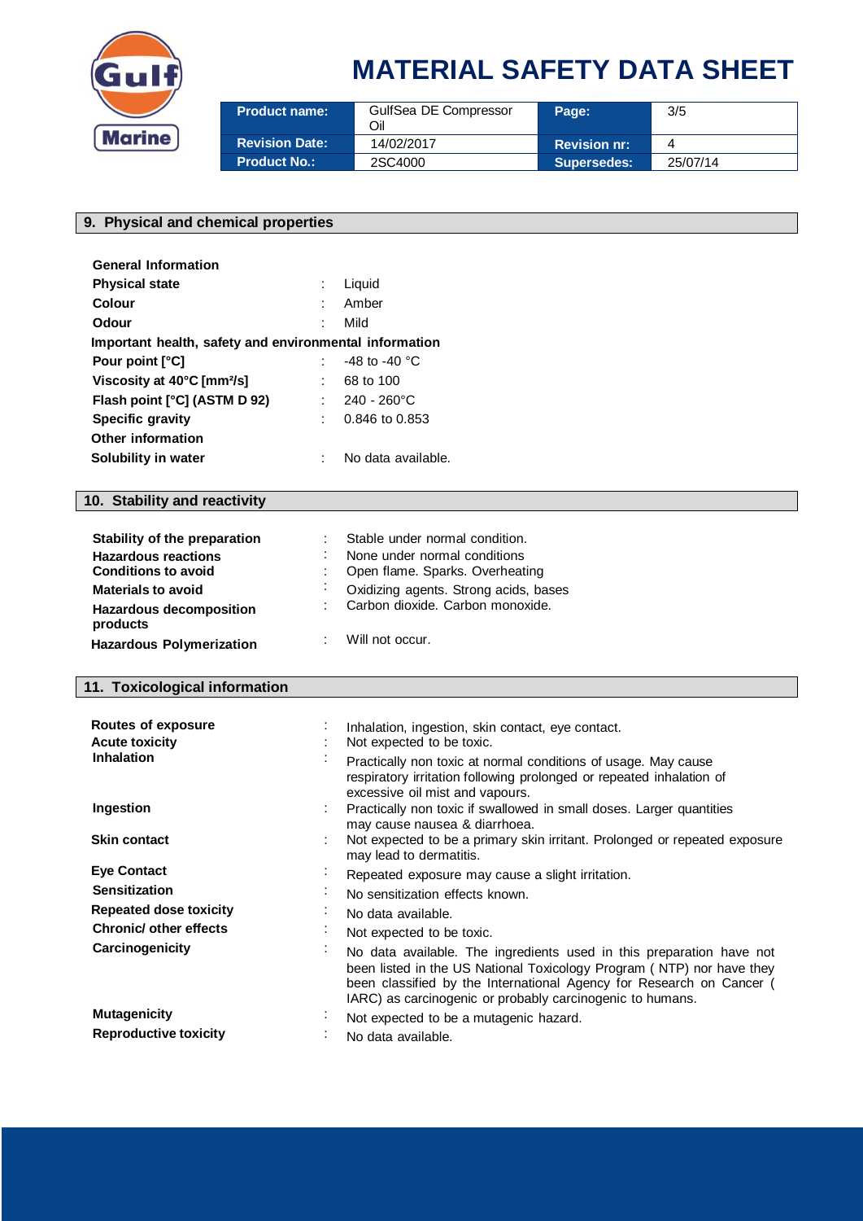# MATERIAL SAFETY DATA SHEET

| Product name: | GulfSea DE Compressor Oil | Page: | 3/5 |
|---|---|---|---|
| Revision Date: | 14/02/2017 | Revision nr: | 4 |
| Product No.: | 2SC4000 | Supersedes: | 25/07/14 |

## 9. Physical and chemical properties

**General Information**

| | | |
|---|---|---|
| **Physical state** | : | Liquid |
| **Colour** | : | Amber |
| **Odour** | : | Mild |

**Important health, safety and environmental information**

| | | |
|---|---|---|
| **Pour point [°C]** | : | -48 to -40 °C |
| **Viscosity at 40°C [mm²/s]** | : | 68 to 100 |
| **Flash point [°C] (ASTM D 92)** | : | 240 - 260°C |
| **Specific gravity** | : | 0.846 to 0.853 |

**Other information**

| | | |
|---|---|---|
| **Solubility in water** | : | No data available. |

## 10. Stability and reactivity

| | | |
|---|---|---|
| **Stability of the preparation** | : | Stable under normal condition. |
| **Hazardous reactions** | : | None under normal conditions |
| **Conditions to avoid** | : | Open flame. Sparks. Overheating |
| **Materials to avoid** | : | Oxidizing agents. Strong acids, bases |
| **Hazardous decomposition products** | : | Carbon dioxide. Carbon monoxide. |
| **Hazardous Polymerization** | : | Will not occur. |

## 11. Toxicological information

| | | |
|---|---|---|
| **Routes of exposure** | : | Inhalation, ingestion, skin contact, eye contact. |
| **Acute toxicity** | : | Not expected to be toxic. |
| **Inhalation** | : | Practically non toxic at normal conditions of usage. May cause respiratory irritation following prolonged or repeated inhalation of excessive oil mist and vapours. |
| **Ingestion** | : | Practically non toxic if swallowed in small doses. Larger quantities may cause nausea & diarrhoea. |
| **Skin contact** | : | Not expected to be a primary skin irritant. Prolonged or repeated exposure may lead to dermatitis. |
| **Eye Contact** | : | Repeated exposure may cause a slight irritation. |
| **Sensitization** | : | No sensitization effects known. |
| **Repeated dose toxicity** | : | No data available. |
| **Chronic/ other effects** | : | Not expected to be toxic. |
| **Carcinogenicity** | : | No data available. The ingredients used in this preparation have not been listed in the US National Toxicology Program ( NTP) nor have they been classified by the International Agency for Research on Cancer ( IARC) as carcinogenic or probably carcinogenic to humans. |
| **Mutagenicity** | : | Not expected to be a mutagenic hazard. |
| **Reproductive toxicity** | : | No data available. |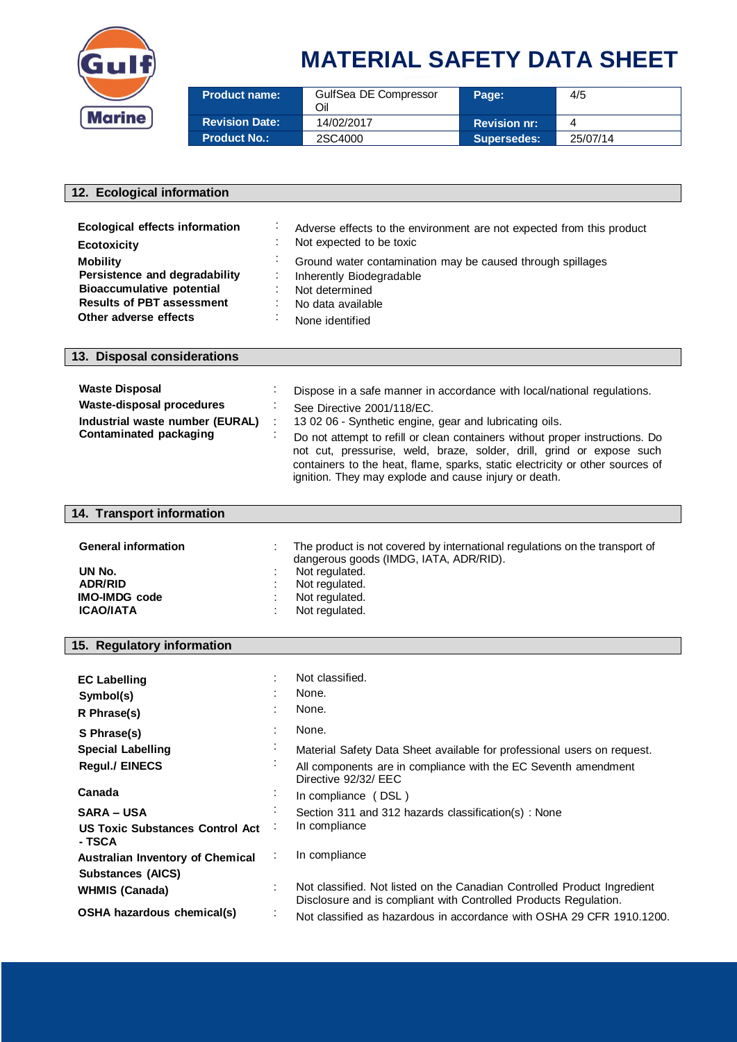## 12. Ecological information

| | |
|---|---|
| **Ecological effects information** | Adverse effects to the environment are not expected from this product |
| **Ecotoxicity** | Not expected to be toxic |
| **Mobility** | Ground water contamination may be caused through spillages |
| **Persistence and degradability** | Inherently Biodegradable |
| **Bioaccumulative potential** | Not determined |
| **Results of PBT assessment** | No data available |
| **Other adverse effects** | None identified |

## 13. Disposal considerations

| | |
|---|---|
| **Waste Disposal** | Dispose in a safe manner in accordance with local/national regulations. |
| **Waste-disposal procedures** | See Directive 2001/118/EC. |
| **Industrial waste number (EURAL)** | 13 02 06 - Synthetic engine, gear and lubricating oils. |
| **Contaminated packaging** | Do not attempt to refill or clean containers without proper instructions. Do not cut, pressurise, weld, braze, solder, drill, grind or expose such containers to the heat, flame, sparks, static electricity or other sources of ignition. They may explode and cause injury or death. |

## 14. Transport information

| | |
|---|---|
| **General information** | The product is not covered by international regulations on the transport of dangerous goods (IMDG, IATA, ADR/RID). |
| **UN No.** | Not regulated. |
| **ADR/RID** | Not regulated. |
| **IMO-IMDG code** | Not regulated. |
| **ICAO/IATA** | Not regulated. |

## 15. Regulatory information

| | |
|---|---|
| **EC Labelling** | Not classified. |
| **Symbol(s)** | None. |
| **R Phrase(s)** | None. |
| **S Phrase(s)** | None. |
| **Special Labelling** | Material Safety Data Sheet available for professional users on request. |
| **Regul./ EINECS** | All components are in compliance with the EC Seventh amendment Directive 92/32/ EEC |
| **Canada** | In compliance ( DSL ) |
| **SARA – USA** | Section 311 and 312 hazards classification(s) : None |
| **US Toxic Substances Control Act - TSCA** | In compliance |
| **Australian Inventory of Chemical Substances (AICS)** | In compliance |
| **WHMIS (Canada)** | Not classified. Not listed on the Canadian Controlled Product Ingredient Disclosure and is compliant with Controlled Products Regulation. |
| **OSHA hazardous chemical(s)** | Not classified as hazardous in accordance with OSHA 29 CFR 1910.1200. |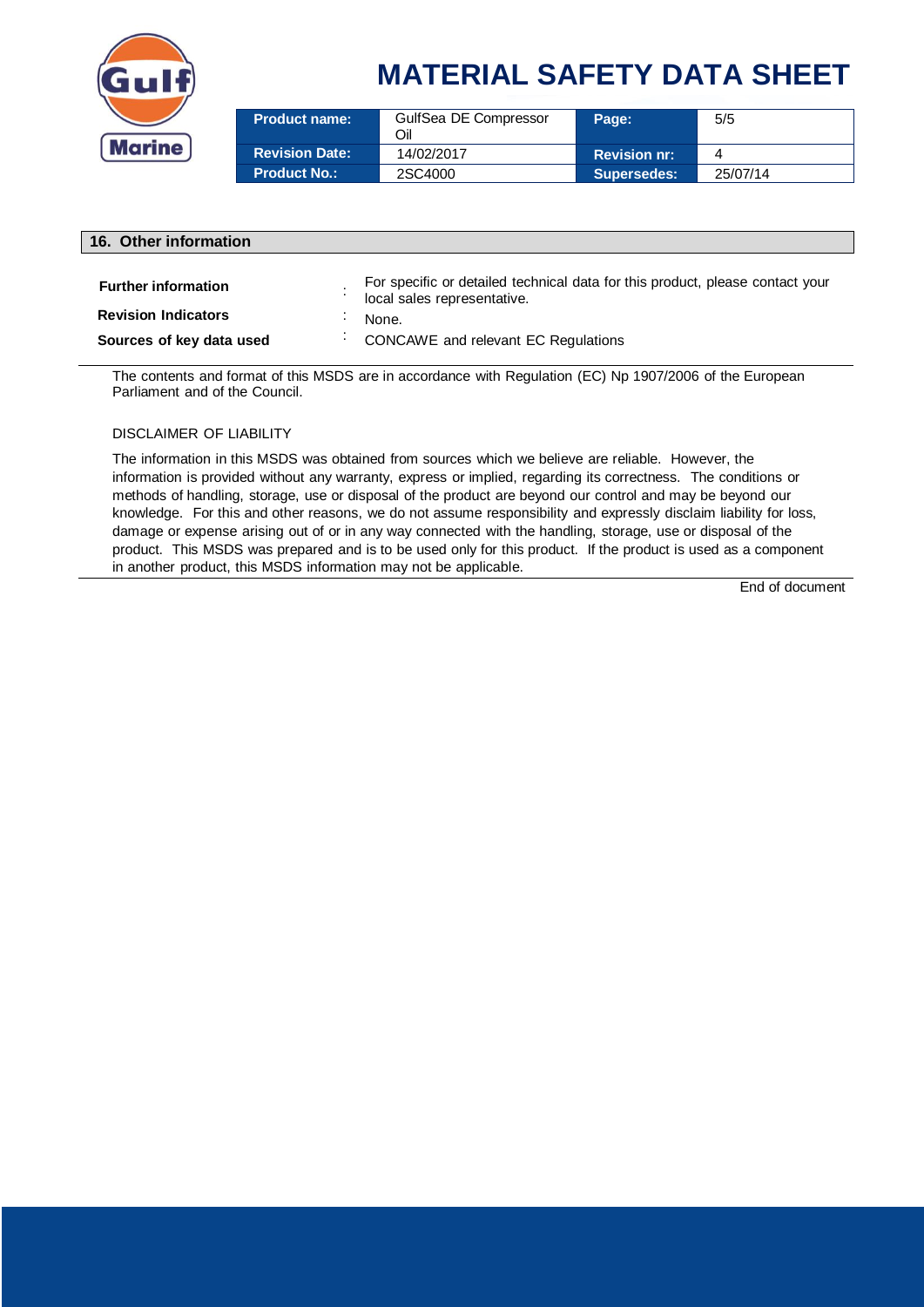# MATERIAL SAFETY DATA SHEET

| Product name: | GulfSea DE Compressor Oil | Page: | 5/5 |
| --- | --- | --- | --- |
| Revision Date: | 14/02/2017 | Revision nr: | 4 |
| Product No.: | 2SC4000 | Supersedes: | 25/07/14 |

## 16. Other information

| | | |
| --- | --- | --- |
| **Further information** | : | For specific or detailed technical data for this product, please contact your local sales representative. |
| **Revision Indicators** | : | None. |
| **Sources of key data used** | : | CONCAWE and relevant EC Regulations |

The contents and format of this MSDS are in accordance with Regulation (EC) Np 1907/2006 of the European Parliament and of the Council.

DISCLAIMER OF LIABILITY

The information in this MSDS was obtained from sources which we believe are reliable. However, the information is provided without any warranty, express or implied, regarding its correctness. The conditions or methods of handling, storage, use or disposal of the product are beyond our control and may be beyond our knowledge. For this and other reasons, we do not assume responsibility and expressly disclaim liability for loss, damage or expense arising out of or in any way connected with the handling, storage, use or disposal of the product. This MSDS was prepared and is to be used only for this product. If the product is used as a component in another product, this MSDS information may not be applicable.

End of document